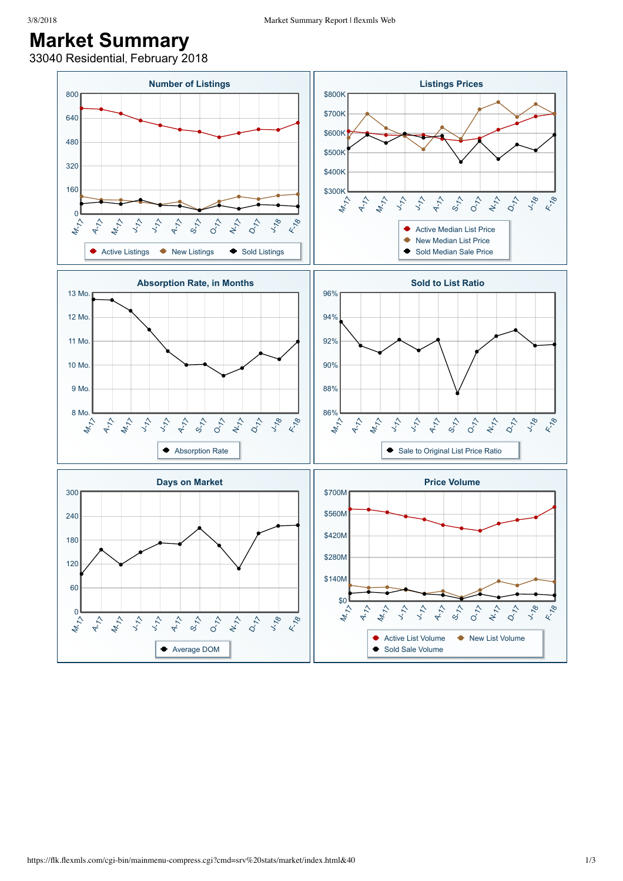# Market Summary

33040 Residential, February 2018

## Number of Listings

800, 640, 480, 320, 160, 0

M-17, A-17, M-17, J-17, J-17, A-17, S-17, O-17, N-17, D-17, J-18, F-18

Active Listings · New Listings · Sold Listings

## Listings Prices

$800K, $700K, $600K, $500K, $400K, $300K

M-17, A-17, M-17, J-17, J-17, A-17, S-17, O-17, N-17, D-17, J-18, F-18

Active Median List Price · New Median List Price · Sold Median Sale Price

## Absorption Rate, in Months

13 Mo., 12 Mo., 11 Mo., 10 Mo., 9 Mo., 8 Mo.

M-17, A-17, M-17, J-17, J-17, A-17, S-17, O-17, N-17, D-17, J-18, F-18

Absorption Rate

## Sold to List Ratio

96%, 94%, 92%, 90%, 88%, 86%

M-17, A-17, M-17, J-17, J-17, A-17, S-17, O-17, N-17, D-17, J-18, F-18

Sale to Original List Price Ratio

## Days on Market

300, 240, 180, 120, 60, 0

M-17, A-17, M-17, J-17, J-17, A-17, S-17, O-17, N-17, D-17, J-18, F-18

Average DOM

## Price Volume

$700M, $560M, $420M, $280M, $140M, $0

M-17, A-17, M-17, J-17, J-17, A-17, S-17, O-17, N-17, D-17, J-18, F-18

Active List Volume · New List Volume · Sold Sale Volume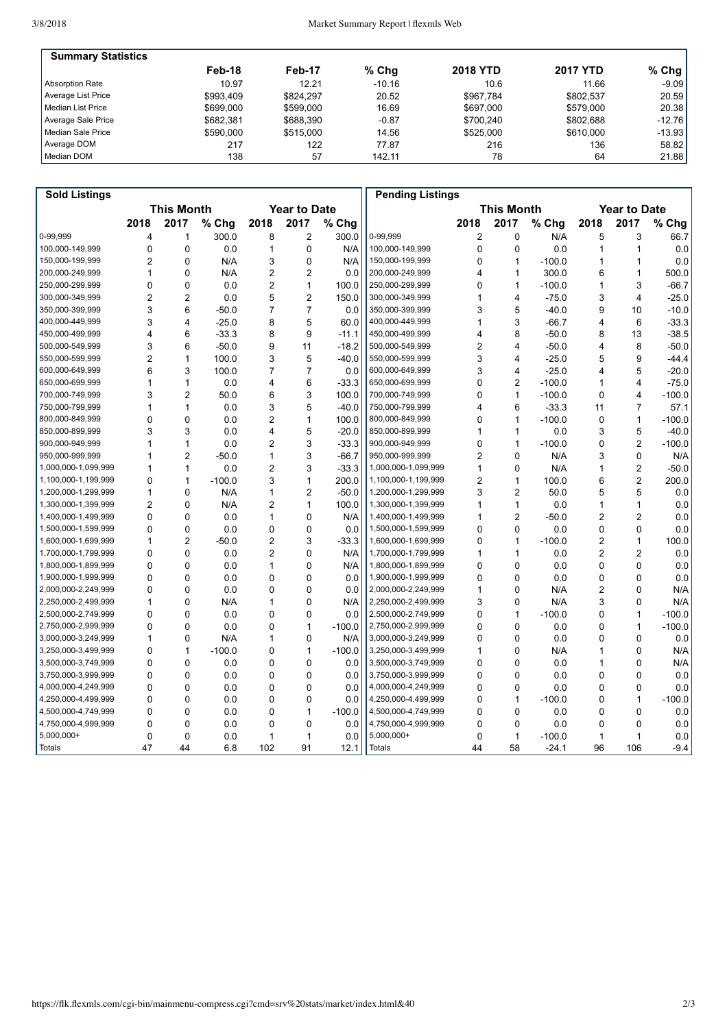## Summary Statistics

| | Feb-18 | Feb-17 | % Chg | 2018 YTD | 2017 YTD | % Chg |
|---|---|---|---|---|---|---|
| Absorption Rate | 10.97 | 12.21 | -10.16 | 10.6 | 11.66 | -9.09 |
| Average List Price | $993,409 | $824,297 | 20.52 | $967,784 | $802,537 | 20.59 |
| Median List Price | $699,000 | $599,000 | 16.69 | $697,000 | $579,000 | 20.38 |
| Average Sale Price | $682,381 | $688,390 | -0.87 | $700,240 | $802,688 | -12.76 |
| Median Sale Price | $590,000 | $515,000 | 14.56 | $525,000 | $610,000 | -13.93 |
| Average DOM | 217 | 122 | 77.87 | 216 | 136 | 58.82 |
| Median DOM | 138 | 57 | 142.11 | 78 | 64 | 21.88 |

## Sold Listings

| | This Month | | | Year to Date | | |
|---|---|---|---|---|---|---|
| | 2018 | 2017 | % Chg | 2018 | 2017 | % Chg |
| 0-99,999 | 4 | 1 | 300.0 | 8 | 2 | 300.0 |
| 100,000-149,999 | 0 | 0 | 0.0 | 1 | 0 | N/A |
| 150,000-199,999 | 2 | 0 | N/A | 3 | 0 | N/A |
| 200,000-249,999 | 1 | 0 | N/A | 2 | 2 | 0.0 |
| 250,000-299,999 | 0 | 0 | 0.0 | 2 | 1 | 100.0 |
| 300,000-349,999 | 2 | 2 | 0.0 | 5 | 2 | 150.0 |
| 350,000-399,999 | 3 | 6 | -50.0 | 7 | 7 | 0.0 |
| 400,000-449,999 | 3 | 4 | -25.0 | 8 | 5 | 60.0 |
| 450,000-499,999 | 4 | 6 | -33.3 | 8 | 9 | -11.1 |
| 500,000-549,999 | 3 | 6 | -50.0 | 9 | 11 | -18.2 |
| 550,000-599,999 | 2 | 1 | 100.0 | 3 | 5 | -40.0 |
| 600,000-649,999 | 6 | 3 | 100.0 | 7 | 7 | 0.0 |
| 650,000-699,999 | 1 | 1 | 0.0 | 4 | 6 | -33.3 |
| 700,000-749,999 | 3 | 2 | 50.0 | 6 | 3 | 100.0 |
| 750,000-799,999 | 1 | 1 | 0.0 | 3 | 5 | -40.0 |
| 800,000-849,999 | 0 | 0 | 0.0 | 2 | 1 | 100.0 |
| 850,000-899,999 | 3 | 3 | 0.0 | 4 | 5 | -20.0 |
| 900,000-949,999 | 1 | 1 | 0.0 | 2 | 3 | -33.3 |
| 950,000-999,999 | 1 | 2 | -50.0 | 1 | 3 | -66.7 |
| 1,000,000-1,099,999 | 1 | 1 | 0.0 | 2 | 3 | -33.3 |
| 1,100,000-1,199,999 | 0 | 1 | -100.0 | 3 | 1 | 200.0 |
| 1,200,000-1,299,999 | 1 | 0 | N/A | 1 | 2 | -50.0 |
| 1,300,000-1,399,999 | 2 | 0 | N/A | 2 | 1 | 100.0 |
| 1,400,000-1,499,999 | 0 | 0 | 0.0 | 1 | 0 | N/A |
| 1,500,000-1,599,999 | 0 | 0 | 0.0 | 0 | 0 | 0.0 |
| 1,600,000-1,699,999 | 1 | 2 | -50.0 | 2 | 3 | -33.3 |
| 1,700,000-1,799,999 | 0 | 0 | 0.0 | 2 | 0 | N/A |
| 1,800,000-1,899,999 | 0 | 0 | 0.0 | 1 | 0 | N/A |
| 1,900,000-1,999,999 | 0 | 0 | 0.0 | 0 | 0 | 0.0 |
| 2,000,000-2,249,999 | 0 | 0 | 0.0 | 0 | 0 | 0.0 |
| 2,250,000-2,499,999 | 1 | 0 | N/A | 1 | 0 | N/A |
| 2,500,000-2,749,999 | 0 | 0 | 0.0 | 0 | 0 | 0.0 |
| 2,750,000-2,999,999 | 0 | 0 | 0.0 | 0 | 1 | -100.0 |
| 3,000,000-3,249,999 | 1 | 0 | N/A | 1 | 0 | N/A |
| 3,250,000-3,499,999 | 0 | 1 | -100.0 | 0 | 1 | -100.0 |
| 3,500,000-3,749,999 | 0 | 0 | 0.0 | 0 | 0 | 0.0 |
| 3,750,000-3,999,999 | 0 | 0 | 0.0 | 0 | 0 | 0.0 |
| 4,000,000-4,249,999 | 0 | 0 | 0.0 | 0 | 0 | 0.0 |
| 4,250,000-4,499,999 | 0 | 0 | 0.0 | 0 | 0 | 0.0 |
| 4,500,000-4,749,999 | 0 | 0 | 0.0 | 0 | 1 | -100.0 |
| 4,750,000-4,999,999 | 0 | 0 | 0.0 | 0 | 0 | 0.0 |
| 5,000,000+ | 0 | 0 | 0.0 | 1 | 1 | 0.0 |
| Totals | 47 | 44 | 6.8 | 102 | 91 | 12.1 |

## Pending Listings

| | This Month | | | Year to Date | | |
|---|---|---|---|---|---|---|
| | 2018 | 2017 | % Chg | 2018 | 2017 | % Chg |
| 0-99,999 | 2 | 0 | N/A | 5 | 3 | 66.7 |
| 100,000-149,999 | 0 | 0 | 0.0 | 1 | 1 | 0.0 |
| 150,000-199,999 | 0 | 1 | -100.0 | 1 | 1 | 0.0 |
| 200,000-249,999 | 4 | 1 | 300.0 | 6 | 1 | 500.0 |
| 250,000-299,999 | 0 | 1 | -100.0 | 1 | 3 | -66.7 |
| 300,000-349,999 | 1 | 4 | -75.0 | 3 | 4 | -25.0 |
| 350,000-399,999 | 3 | 5 | -40.0 | 9 | 10 | -10.0 |
| 400,000-449,999 | 1 | 3 | -66.7 | 4 | 6 | -33.3 |
| 450,000-499,999 | 4 | 8 | -50.0 | 8 | 13 | -38.5 |
| 500,000-549,999 | 2 | 4 | -50.0 | 4 | 8 | -50.0 |
| 550,000-599,999 | 3 | 4 | -25.0 | 5 | 9 | -44.4 |
| 600,000-649,999 | 3 | 4 | -25.0 | 4 | 5 | -20.0 |
| 650,000-699,999 | 0 | 2 | -100.0 | 1 | 4 | -75.0 |
| 700,000-749,999 | 0 | 1 | -100.0 | 0 | 4 | -100.0 |
| 750,000-799,999 | 4 | 6 | -33.3 | 11 | 7 | 57.1 |
| 800,000-849,999 | 0 | 1 | -100.0 | 0 | 1 | -100.0 |
| 850,000-899,999 | 1 | 1 | 0.0 | 3 | 5 | -40.0 |
| 900,000-949,999 | 0 | 1 | -100.0 | 0 | 2 | -100.0 |
| 950,000-999,999 | 2 | 0 | N/A | 3 | 0 | N/A |
| 1,000,000-1,099,999 | 1 | 0 | N/A | 1 | 2 | -50.0 |
| 1,100,000-1,199,999 | 2 | 1 | 100.0 | 6 | 2 | 200.0 |
| 1,200,000-1,299,999 | 3 | 2 | 50.0 | 5 | 5 | 0.0 |
| 1,300,000-1,399,999 | 1 | 1 | 0.0 | 1 | 1 | 0.0 |
| 1,400,000-1,499,999 | 1 | 2 | -50.0 | 2 | 2 | 0.0 |
| 1,500,000-1,599,999 | 0 | 0 | 0.0 | 0 | 0 | 0.0 |
| 1,600,000-1,699,999 | 0 | 1 | -100.0 | 2 | 1 | 100.0 |
| 1,700,000-1,799,999 | 1 | 1 | 0.0 | 2 | 2 | 0.0 |
| 1,800,000-1,899,999 | 0 | 0 | 0.0 | 0 | 0 | 0.0 |
| 1,900,000-1,999,999 | 0 | 0 | 0.0 | 0 | 0 | 0.0 |
| 2,000,000-2,249,999 | 1 | 0 | N/A | 2 | 0 | N/A |
| 2,250,000-2,499,999 | 3 | 0 | N/A | 3 | 0 | N/A |
| 2,500,000-2,749,999 | 0 | 1 | -100.0 | 0 | 1 | -100.0 |
| 2,750,000-2,999,999 | 0 | 0 | 0.0 | 0 | 1 | -100.0 |
| 3,000,000-3,249,999 | 0 | 0 | 0.0 | 0 | 0 | 0.0 |
| 3,250,000-3,499,999 | 1 | 0 | N/A | 1 | 0 | N/A |
| 3,500,000-3,749,999 | 0 | 0 | 0.0 | 1 | 0 | N/A |
| 3,750,000-3,999,999 | 0 | 0 | 0.0 | 0 | 0 | 0.0 |
| 4,000,000-4,249,999 | 0 | 0 | 0.0 | 0 | 0 | 0.0 |
| 4,250,000-4,499,999 | 0 | 1 | -100.0 | 0 | 1 | -100.0 |
| 4,500,000-4,749,999 | 0 | 0 | 0.0 | 0 | 0 | 0.0 |
| 4,750,000-4,999,999 | 0 | 0 | 0.0 | 0 | 0 | 0.0 |
| 5,000,000+ | 0 | 1 | -100.0 | 1 | 1 | 0.0 |
| Totals | 44 | 58 | -24.1 | 96 | 106 | -9.4 |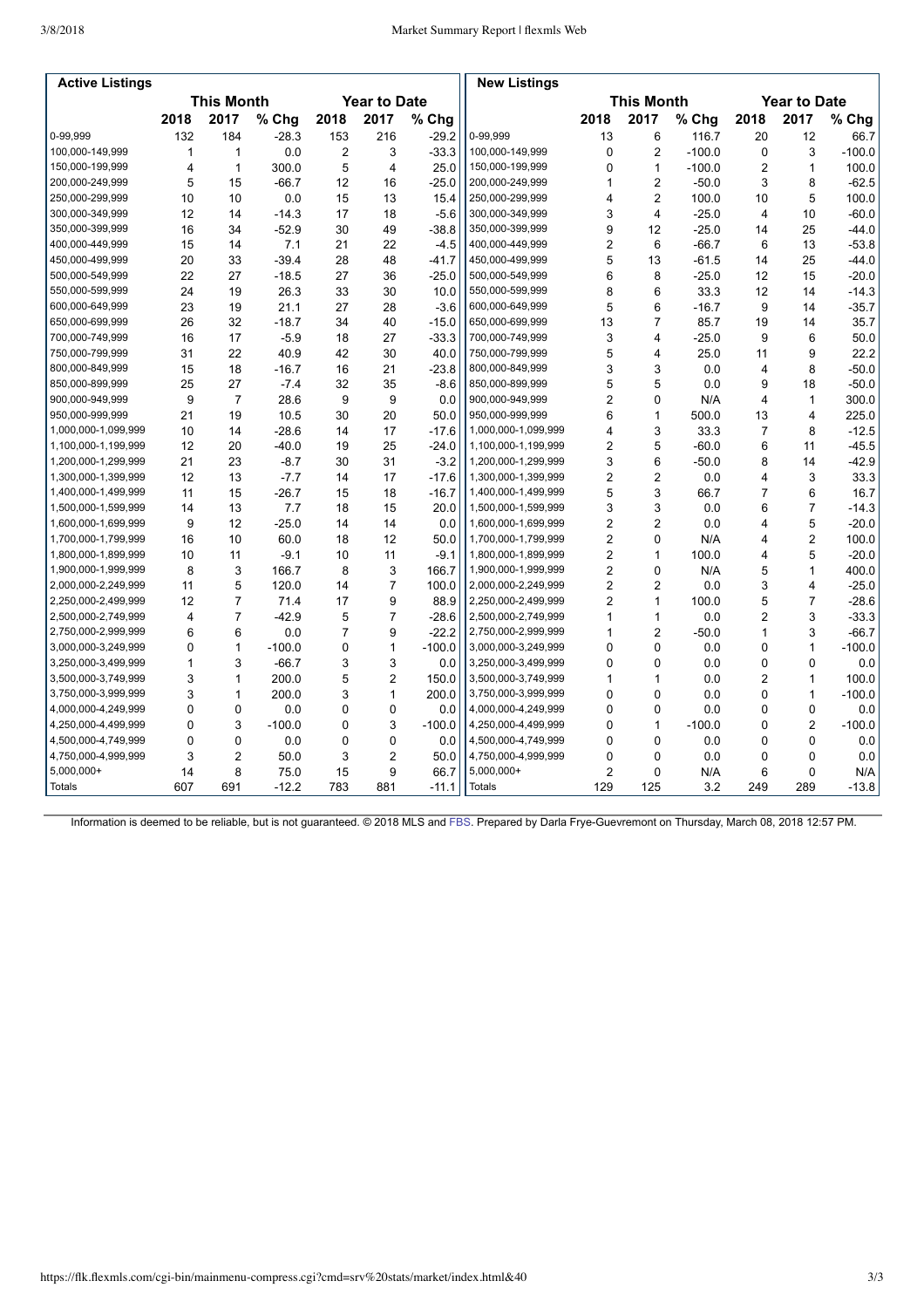| Active Listings | This Month | | | Year to Date | | | New Listings | This Month | | | Year to Date | | |
|---|---|---|---|---|---|---|---|---|---|---|---|---|---|
| | 2018 | 2017 | % Chg | 2018 | 2017 | % Chg | | 2018 | 2017 | % Chg | 2018 | 2017 | % Chg |
| 0-99,999 | 132 | 184 | -28.3 | 153 | 216 | -29.2 | 0-99,999 | 13 | 6 | 116.7 | 20 | 12 | 66.7 |
| 100,000-149,999 | 1 | 1 | 0.0 | 2 | 3 | -33.3 | 100,000-149,999 | 0 | 2 | -100.0 | 0 | 3 | -100.0 |
| 150,000-199,999 | 4 | 1 | 300.0 | 5 | 4 | 25.0 | 150,000-199,999 | 0 | 1 | -100.0 | 2 | 1 | 100.0 |
| 200,000-249,999 | 5 | 15 | -66.7 | 12 | 16 | -25.0 | 200,000-249,999 | 1 | 2 | -50.0 | 3 | 8 | -62.5 |
| 250,000-299,999 | 10 | 10 | 0.0 | 15 | 13 | 15.4 | 250,000-299,999 | 4 | 2 | 100.0 | 10 | 5 | 100.0 |
| 300,000-349,999 | 12 | 14 | -14.3 | 17 | 18 | -5.6 | 300,000-349,999 | 3 | 4 | -25.0 | 4 | 10 | -60.0 |
| 350,000-399,999 | 16 | 34 | -52.9 | 30 | 49 | -38.8 | 350,000-399,999 | 9 | 12 | -25.0 | 14 | 25 | -44.0 |
| 400,000-449,999 | 15 | 14 | 7.1 | 21 | 22 | -4.5 | 400,000-449,999 | 2 | 6 | -66.7 | 6 | 13 | -53.8 |
| 450,000-499,999 | 20 | 33 | -39.4 | 28 | 48 | -41.7 | 450,000-499,999 | 5 | 13 | -61.5 | 14 | 25 | -44.0 |
| 500,000-549,999 | 22 | 27 | -18.5 | 27 | 36 | -25.0 | 500,000-549,999 | 6 | 8 | -25.0 | 12 | 15 | -20.0 |
| 550,000-599,999 | 24 | 19 | 26.3 | 33 | 30 | 10.0 | 550,000-599,999 | 8 | 6 | 33.3 | 12 | 14 | -14.3 |
| 600,000-649,999 | 23 | 19 | 21.1 | 27 | 28 | -3.6 | 600,000-649,999 | 5 | 6 | -16.7 | 9 | 14 | -35.7 |
| 650,000-699,999 | 26 | 32 | -18.7 | 34 | 40 | -15.0 | 650,000-699,999 | 13 | 7 | 85.7 | 19 | 14 | 35.7 |
| 700,000-749,999 | 16 | 17 | -5.9 | 18 | 27 | -33.3 | 700,000-749,999 | 3 | 4 | -25.0 | 9 | 6 | 50.0 |
| 750,000-799,999 | 31 | 22 | 40.9 | 42 | 30 | 40.0 | 750,000-799,999 | 5 | 4 | 25.0 | 11 | 9 | 22.2 |
| 800,000-849,999 | 15 | 18 | -16.7 | 16 | 21 | -23.8 | 800,000-849,999 | 3 | 3 | 0.0 | 4 | 8 | -50.0 |
| 850,000-899,999 | 25 | 27 | -7.4 | 32 | 35 | -8.6 | 850,000-899,999 | 5 | 5 | 0.0 | 9 | 18 | -50.0 |
| 900,000-949,999 | 9 | 7 | 28.6 | 9 | 9 | 0.0 | 900,000-949,999 | 2 | 0 | N/A | 4 | 1 | 300.0 |
| 950,000-999,999 | 21 | 19 | 10.5 | 30 | 20 | 50.0 | 950,000-999,999 | 6 | 1 | 500.0 | 13 | 4 | 225.0 |
| 1,000,000-1,099,999 | 10 | 14 | -28.6 | 14 | 17 | -17.6 | 1,000,000-1,099,999 | 4 | 3 | 33.3 | 7 | 8 | -12.5 |
| 1,100,000-1,199,999 | 12 | 20 | -40.0 | 19 | 25 | -24.0 | 1,100,000-1,199,999 | 2 | 5 | -60.0 | 6 | 11 | -45.5 |
| 1,200,000-1,299,999 | 21 | 23 | -8.7 | 30 | 31 | -3.2 | 1,200,000-1,299,999 | 3 | 6 | -50.0 | 8 | 14 | -42.9 |
| 1,300,000-1,399,999 | 12 | 13 | -7.7 | 14 | 17 | -17.6 | 1,300,000-1,399,999 | 2 | 2 | 0.0 | 4 | 3 | 33.3 |
| 1,400,000-1,499,999 | 11 | 15 | -26.7 | 15 | 18 | -16.7 | 1,400,000-1,499,999 | 5 | 3 | 66.7 | 7 | 6 | 16.7 |
| 1,500,000-1,599,999 | 14 | 13 | 7.7 | 18 | 15 | 20.0 | 1,500,000-1,599,999 | 3 | 3 | 0.0 | 6 | 7 | -14.3 |
| 1,600,000-1,699,999 | 9 | 12 | -25.0 | 14 | 14 | 0.0 | 1,600,000-1,699,999 | 2 | 2 | 0.0 | 4 | 5 | -20.0 |
| 1,700,000-1,799,999 | 16 | 10 | 60.0 | 18 | 12 | 50.0 | 1,700,000-1,799,999 | 2 | 0 | N/A | 4 | 2 | 100.0 |
| 1,800,000-1,899,999 | 10 | 11 | -9.1 | 10 | 11 | -9.1 | 1,800,000-1,899,999 | 2 | 1 | 100.0 | 4 | 5 | -20.0 |
| 1,900,000-1,999,999 | 8 | 3 | 166.7 | 8 | 3 | 166.7 | 1,900,000-1,999,999 | 2 | 0 | N/A | 5 | 1 | 400.0 |
| 2,000,000-2,249,999 | 11 | 5 | 120.0 | 14 | 7 | 100.0 | 2,000,000-2,249,999 | 2 | 2 | 0.0 | 3 | 4 | -25.0 |
| 2,250,000-2,499,999 | 12 | 7 | 71.4 | 17 | 9 | 88.9 | 2,250,000-2,499,999 | 2 | 1 | 100.0 | 5 | 7 | -28.6 |
| 2,500,000-2,749,999 | 4 | 7 | -42.9 | 5 | 7 | -28.6 | 2,500,000-2,749,999 | 1 | 1 | 0.0 | 2 | 3 | -33.3 |
| 2,750,000-2,999,999 | 6 | 6 | 0.0 | 7 | 9 | -22.2 | 2,750,000-2,999,999 | 1 | 2 | -50.0 | 1 | 3 | -66.7 |
| 3,000,000-3,249,999 | 0 | 1 | -100.0 | 0 | 1 | -100.0 | 3,000,000-3,249,999 | 0 | 0 | 0.0 | 0 | 1 | -100.0 |
| 3,250,000-3,499,999 | 1 | 3 | -66.7 | 3 | 3 | 0.0 | 3,250,000-3,499,999 | 0 | 0 | 0.0 | 0 | 0 | 0.0 |
| 3,500,000-3,749,999 | 3 | 1 | 200.0 | 5 | 2 | 150.0 | 3,500,000-3,749,999 | 1 | 1 | 0.0 | 2 | 1 | 100.0 |
| 3,750,000-3,999,999 | 3 | 1 | 200.0 | 3 | 1 | 200.0 | 3,750,000-3,999,999 | 0 | 0 | 0.0 | 0 | 1 | -100.0 |
| 4,000,000-4,249,999 | 0 | 0 | 0.0 | 0 | 0 | 0.0 | 4,000,000-4,249,999 | 0 | 0 | 0.0 | 0 | 0 | 0.0 |
| 4,250,000-4,499,999 | 0 | 3 | -100.0 | 0 | 3 | -100.0 | 4,250,000-4,499,999 | 0 | 1 | -100.0 | 0 | 2 | -100.0 |
| 4,500,000-4,749,999 | 0 | 0 | 0.0 | 0 | 0 | 0.0 | 4,500,000-4,749,999 | 0 | 0 | 0.0 | 0 | 0 | 0.0 |
| 4,750,000-4,999,999 | 3 | 2 | 50.0 | 3 | 2 | 50.0 | 4,750,000-4,999,999 | 0 | 0 | 0.0 | 0 | 0 | 0.0 |
| 5,000,000+ | 14 | 8 | 75.0 | 15 | 9 | 66.7 | 5,000,000+ | 2 | 0 | N/A | 6 | 0 | N/A |
| Totals | 607 | 691 | -12.2 | 783 | 881 | -11.1 | Totals | 129 | 125 | 3.2 | 249 | 289 | -13.8 |

Information is deemed to be reliable, but is not guaranteed. © 2018 MLS and FBS. Prepared by Darla Frye-Guevremont on Thursday, March 08, 2018 12:57 PM.